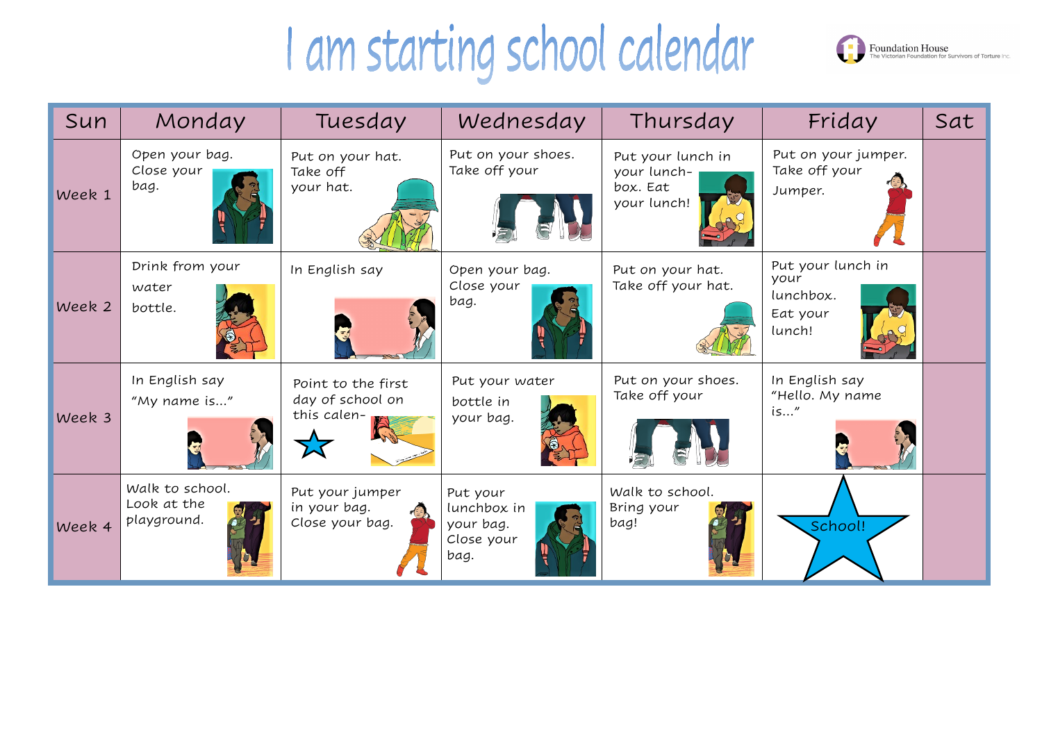# I am starting school calendar

Foundation House
The Victorian Foundation for Survivors of Torture Inc.

| Sun | Monday | Tuesday | Wednesday | Thursday | Friday | Sat |
|---|---|---|---|---|---|---|
| Week 1 | Open your bag. Close your bag. | Put on your hat. Take off your hat. | Put on your shoes. Take off your | Put your lunch in your lunch-box. Eat your lunch! | Put on your jumper. Take off your Jumper. | |
| Week 2 | Drink from your water bottle. | In English say | Open your bag. Close your bag. | Put on your hat. Take off your hat. | Put your lunch in your lunchbox. Eat your lunch! | |
| Week 3 | In English say "My name is..." | Point to the first day of school on this calen- | Put your water bottle in your bag. | Put on your shoes. Take off your | In English say "Hello. My name is..." | |
| Week 4 | Walk to school. Look at the playground. | Put your jumper in your bag. Close your bag. | Put your lunchbox in your bag. Close your bag. | Walk to school. Bring your bag! | School! | |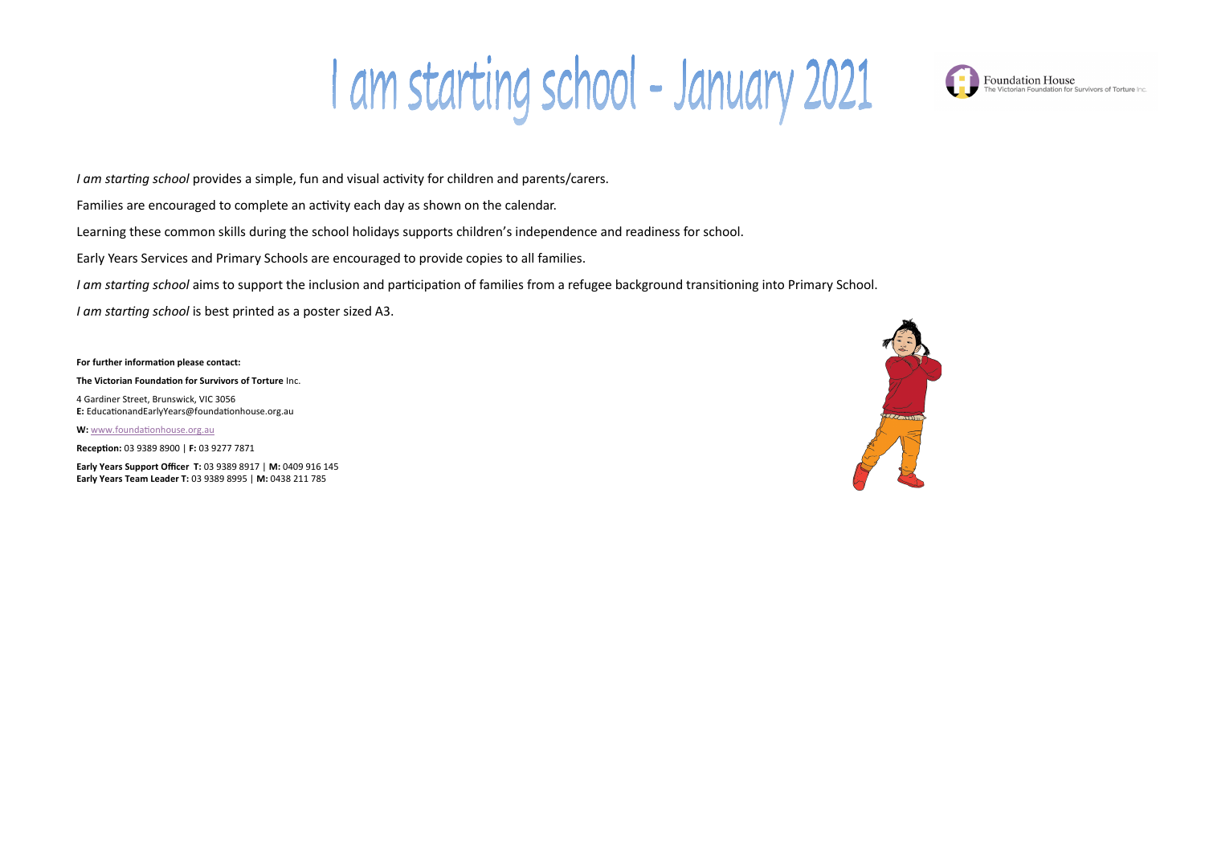# I am starting school - January 2021

Foundation House
The Victorian Foundation for Survivors of Torture Inc.

*I am starting school* provides a simple, fun and visual activity for children and parents/carers.

Families are encouraged to complete an activity each day as shown on the calendar.

Learning these common skills during the school holidays supports children's independence and readiness for school.

Early Years Services and Primary Schools are encouraged to provide copies to all families.

*I am starting school* aims to support the inclusion and participation of families from a refugee background transitioning into Primary School.

*I am starting school* is best printed as a poster sized A3.

**For further information please contact:**

**The Victorian Foundation for Survivors of Torture** Inc.

4 Gardiner Street, Brunswick, VIC 3056
**E:** EducationandEarlyYears@foundationhouse.org.au

**W:** www.foundationhouse.org.au

**Reception:** 03 9389 8900 | **F:** 03 9277 7871

**Early Years Support Officer T:** 03 9389 8917 | **M:** 0409 916 145
**Early Years Team Leader T:** 03 9389 8995 | **M:** 0438 211 785